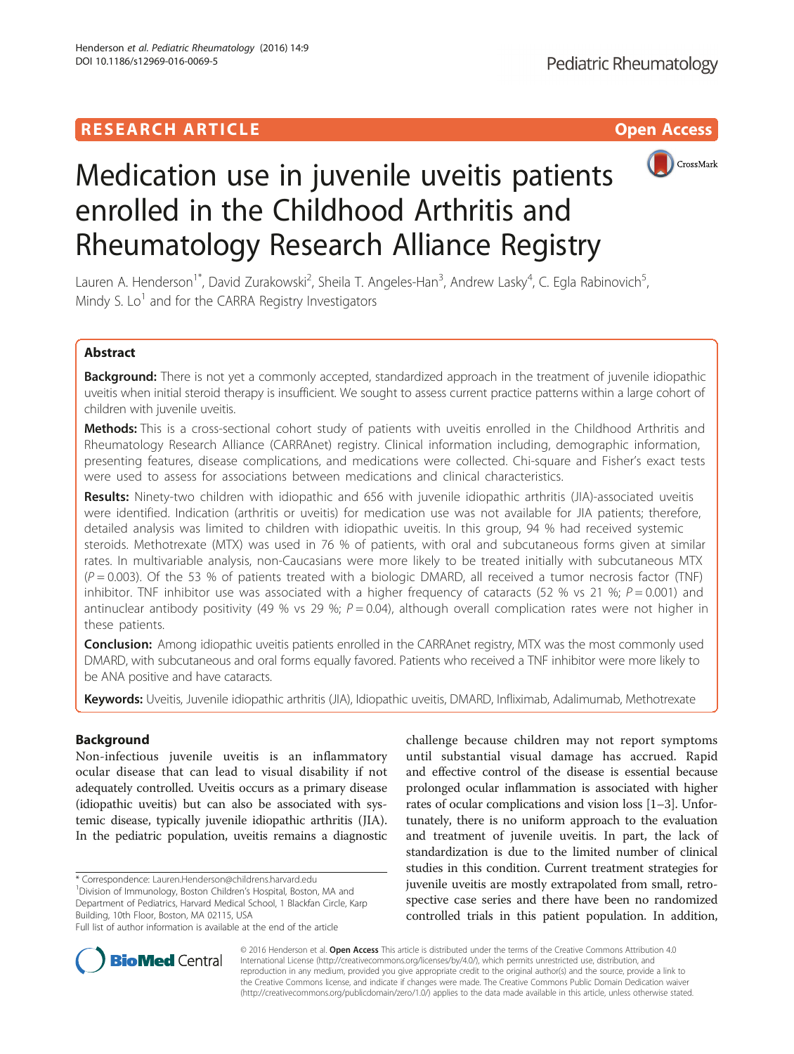**RESEARCH ARTICLE** **Open Access**

# Medication use in juvenile uveitis patients enrolled in the Childhood Arthritis and Rheumatology Research Alliance Registry

Lauren A. Henderson[1*], David Zurakowski[2], Sheila T. Angeles-Han[3], Andrew Lasky[4], C. Egla Rabinovich[5], Mindy S. Lo[1] and for the CARRA Registry Investigators

## Abstract

**Background:** There is not yet a commonly accepted, standardized approach in the treatment of juvenile idiopathic uveitis when initial steroid therapy is insufficient. We sought to assess current practice patterns within a large cohort of children with juvenile uveitis.

**Methods:** This is a cross-sectional cohort study of patients with uveitis enrolled in the Childhood Arthritis and Rheumatology Research Alliance (CARRAnet) registry. Clinical information including, demographic information, presenting features, disease complications, and medications were collected. Chi-square and Fisher's exact tests were used to assess for associations between medications and clinical characteristics.

**Results:** Ninety-two children with idiopathic and 656 with juvenile idiopathic arthritis (JIA)-associated uveitis were identified. Indication (arthritis or uveitis) for medication use was not available for JIA patients; therefore, detailed analysis was limited to children with idiopathic uveitis. In this group, 94 % had received systemic steroids. Methotrexate (MTX) was used in 76 % of patients, with oral and subcutaneous forms given at similar rates. In multivariable analysis, non-Caucasians were more likely to be treated initially with subcutaneous MTX ($P = 0.003$). Of the 53 % of patients treated with a biologic DMARD, all received a tumor necrosis factor (TNF) inhibitor. TNF inhibitor use was associated with a higher frequency of cataracts (52 % vs 21 %; $P = 0.001$) and antinuclear antibody positivity (49 % vs 29 %; $P = 0.04$), although overall complication rates were not higher in these patients.

**Conclusion:** Among idiopathic uveitis patients enrolled in the CARRAnet registry, MTX was the most commonly used DMARD, with subcutaneous and oral forms equally favored. Patients who received a TNF inhibitor were more likely to be ANA positive and have cataracts.

**Keywords:** Uveitis, Juvenile idiopathic arthritis (JIA), Idiopathic uveitis, DMARD, Infliximab, Adalimumab, Methotrexate

## Background

Non-infectious juvenile uveitis is an inflammatory ocular disease that can lead to visual disability if not adequately controlled. Uveitis occurs as a primary disease (idiopathic uveitis) but can also be associated with systemic disease, typically juvenile idiopathic arthritis (JIA). In the pediatric population, uveitis remains a diagnostic challenge because children may not report symptoms until substantial visual damage has accrued. Rapid and effective control of the disease is essential because prolonged ocular inflammation is associated with higher rates of ocular complications and vision loss [1–3]. Unfortunately, there is no uniform approach to the evaluation and treatment of juvenile uveitis. In part, the lack of standardization is due to the limited number of clinical studies in this condition. Current treatment strategies for juvenile uveitis are mostly extrapolated from small, retrospective case series and there have been no randomized controlled trials in this patient population. In addition,

* Correspondence: Lauren.Henderson@childrens.harvard.edu
[1]Division of Immunology, Boston Children's Hospital, Boston, MA and Department of Pediatrics, Harvard Medical School, 1 Blackfan Circle, Karp Building, 10th Floor, Boston, MA 02115, USA
Full list of author information is available at the end of the article

© 2016 Henderson et al. **Open Access** This article is distributed under the terms of the Creative Commons Attribution 4.0 International License (http://creativecommons.org/licenses/by/4.0/), which permits unrestricted use, distribution, and reproduction in any medium, provided you give appropriate credit to the original author(s) and the source, provide a link to the Creative Commons license, and indicate if changes were made. The Creative Commons Public Domain Dedication waiver (http://creativecommons.org/publicdomain/zero/1.0/) applies to the data made available in this article, unless otherwise stated.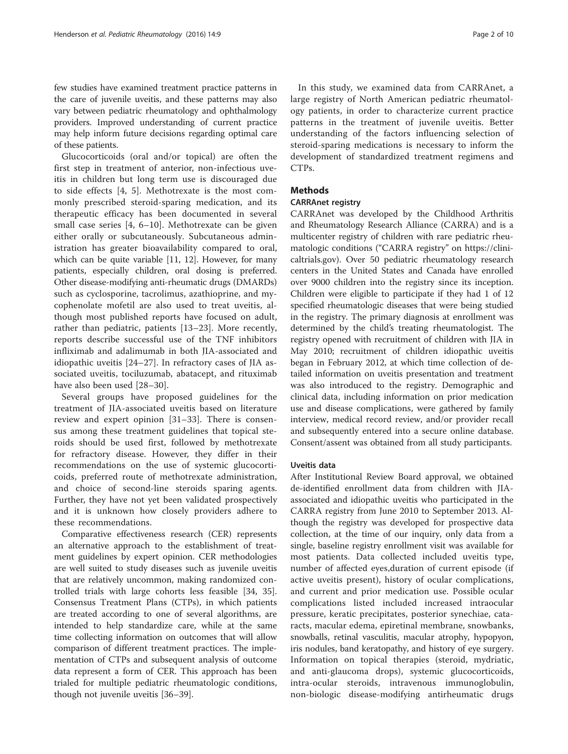few studies have examined treatment practice patterns in the care of juvenile uveitis, and these patterns may also vary between pediatric rheumatology and ophthalmology providers. Improved understanding of current practice may help inform future decisions regarding optimal care of these patients.

Glucocorticoids (oral and/or topical) are often the first step in treatment of anterior, non-infectious uveitis in children but long term use is discouraged due to side effects [4, 5]. Methotrexate is the most commonly prescribed steroid-sparing medication, and its therapeutic efficacy has been documented in several small case series [4, 6–10]. Methotrexate can be given either orally or subcutaneously. Subcutaneous administration has greater bioavailability compared to oral, which can be quite variable [11, 12]. However, for many patients, especially children, oral dosing is preferred. Other disease-modifying anti-rheumatic drugs (DMARDs) such as cyclosporine, tacrolimus, azathioprine, and mycophenolate mofetil are also used to treat uveitis, although most published reports have focused on adult, rather than pediatric, patients [13–23]. More recently, reports describe successful use of the TNF inhibitors infliximab and adalimumab in both JIA-associated and idiopathic uveitis [24–27]. In refractory cases of JIA associated uveitis, tociluzumab, abatacept, and rituximab have also been used [28–30].

Several groups have proposed guidelines for the treatment of JIA-associated uveitis based on literature review and expert opinion [31–33]. There is consensus among these treatment guidelines that topical steroids should be used first, followed by methotrexate for refractory disease. However, they differ in their recommendations on the use of systemic glucocorticoids, preferred route of methotrexate administration, and choice of second-line steroids sparing agents. Further, they have not yet been validated prospectively and it is unknown how closely providers adhere to these recommendations.

Comparative effectiveness research (CER) represents an alternative approach to the establishment of treatment guidelines by expert opinion. CER methodologies are well suited to study diseases such as juvenile uveitis that are relatively uncommon, making randomized controlled trials with large cohorts less feasible [34, 35]. Consensus Treatment Plans (CTPs), in which patients are treated according to one of several algorithms, are intended to help standardize care, while at the same time collecting information on outcomes that will allow comparison of different treatment practices. The implementation of CTPs and subsequent analysis of outcome data represent a form of CER. This approach has been trialed for multiple pediatric rheumatologic conditions, though not juvenile uveitis [36–39].

In this study, we examined data from CARRAnet, a large registry of North American pediatric rheumatology patients, in order to characterize current practice patterns in the treatment of juvenile uveitis. Better understanding of the factors influencing selection of steroid-sparing medications is necessary to inform the development of standardized treatment regimens and CTPs.

## Methods

### CARRAnet registry

CARRAnet was developed by the Childhood Arthritis and Rheumatology Research Alliance (CARRA) and is a multicenter registry of children with rare pediatric rheumatologic conditions ("CARRA registry" on https://clinicaltrials.gov). Over 50 pediatric rheumatology research centers in the United States and Canada have enrolled over 9000 children into the registry since its inception. Children were eligible to participate if they had 1 of 12 specified rheumatologic diseases that were being studied in the registry. The primary diagnosis at enrollment was determined by the child's treating rheumatologist. The registry opened with recruitment of children with JIA in May 2010; recruitment of children idiopathic uveitis began in February 2012, at which time collection of detailed information on uveitis presentation and treatment was also introduced to the registry. Demographic and clinical data, including information on prior medication use and disease complications, were gathered by family interview, medical record review, and/or provider recall and subsequently entered into a secure online database. Consent/assent was obtained from all study participants.

### Uveitis data

After Institutional Review Board approval, we obtained de-identified enrollment data from children with JIA-associated and idiopathic uveitis who participated in the CARRA registry from June 2010 to September 2013. Although the registry was developed for prospective data collection, at the time of our inquiry, only data from a single, baseline registry enrollment visit was available for most patients. Data collected included uveitis type, number of affected eyes,duration of current episode (if active uveitis present), history of ocular complications, and current and prior medication use. Possible ocular complications listed included increased intraocular pressure, keratic precipitates, posterior synechiae, cataracts, macular edema, epiretinal membrane, snowbanks, snowballs, retinal vasculitis, macular atrophy, hypopyon, iris nodules, band keratopathy, and history of eye surgery. Information on topical therapies (steroid, mydriatic, and anti-glaucoma drops), systemic glucocorticoids, intra-ocular steroids, intravenous immunoglobulin, non-biologic disease-modifying antirheumatic drugs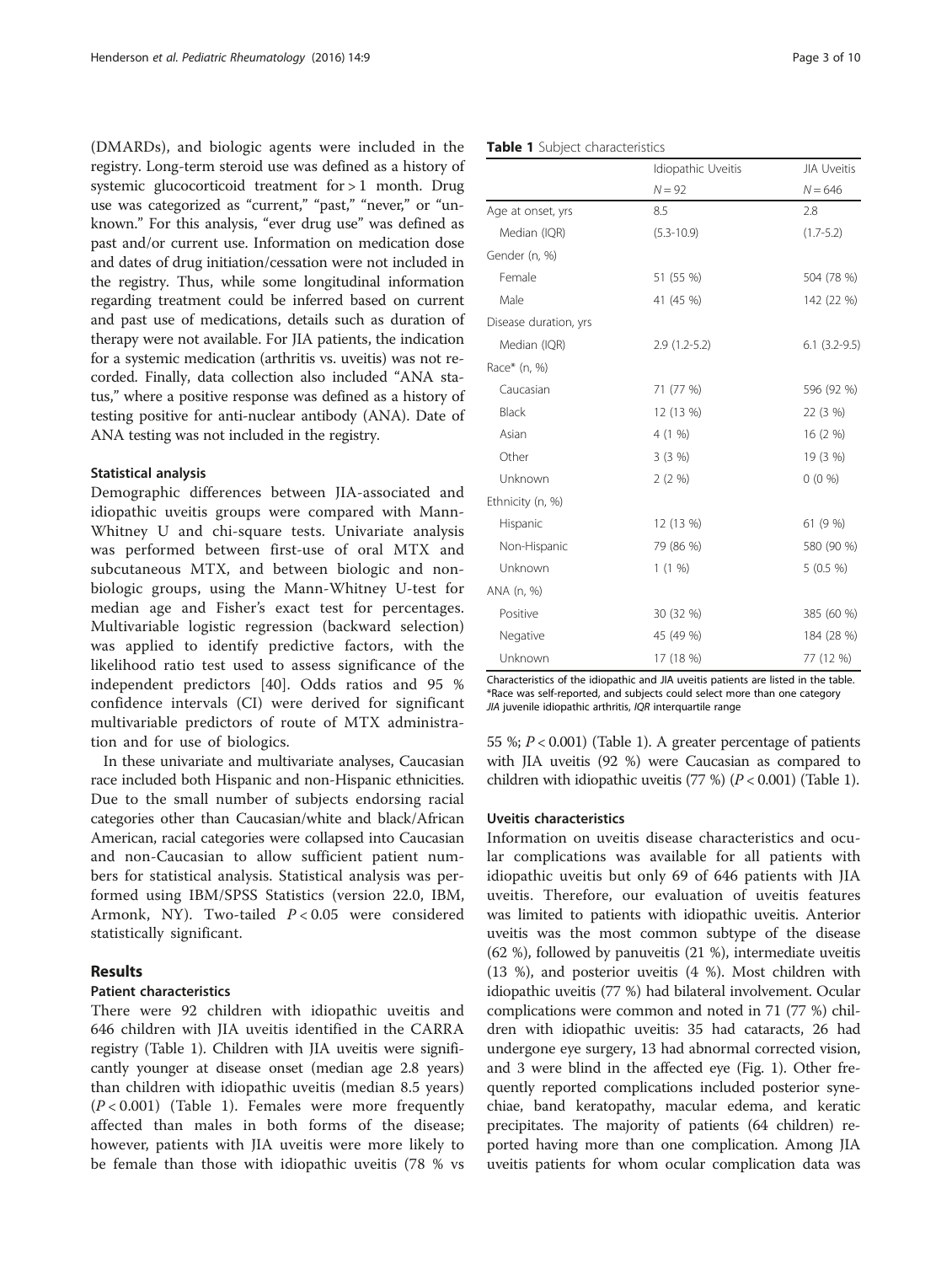(DMARDs), and biologic agents were included in the registry. Long-term steroid use was defined as a history of systemic glucocorticoid treatment for > 1 month. Drug use was categorized as "current," "past," "never," or "unknown." For this analysis, "ever drug use" was defined as past and/or current use. Information on medication dose and dates of drug initiation/cessation were not included in the registry. Thus, while some longitudinal information regarding treatment could be inferred based on current and past use of medications, details such as duration of therapy were not available. For JIA patients, the indication for a systemic medication (arthritis vs. uveitis) was not recorded. Finally, data collection also included "ANA status," where a positive response was defined as a history of testing positive for anti-nuclear antibody (ANA). Date of ANA testing was not included in the registry.

### Statistical analysis

Demographic differences between JIA-associated and idiopathic uveitis groups were compared with Mann-Whitney U and chi-square tests. Univariate analysis was performed between first-use of oral MTX and subcutaneous MTX, and between biologic and non-biologic groups, using the Mann-Whitney U-test for median age and Fisher's exact test for percentages. Multivariable logistic regression (backward selection) was applied to identify predictive factors, with the likelihood ratio test used to assess significance of the independent predictors [40]. Odds ratios and 95 % confidence intervals (CI) were derived for significant multivariable predictors of route of MTX administration and for use of biologics.

In these univariate and multivariate analyses, Caucasian race included both Hispanic and non-Hispanic ethnicities. Due to the small number of subjects endorsing racial categories other than Caucasian/white and black/African American, racial categories were collapsed into Caucasian and non-Caucasian to allow sufficient patient numbers for statistical analysis. Statistical analysis was performed using IBM/SPSS Statistics (version 22.0, IBM, Armonk, NY). Two-tailed $P < 0.05$ were considered statistically significant.

## Results

### Patient characteristics

There were 92 children with idiopathic uveitis and 646 children with JIA uveitis identified in the CARRA registry (Table 1). Children with JIA uveitis were significantly younger at disease onset (median age 2.8 years) than children with idiopathic uveitis (median 8.5 years) ($P < 0.001$) (Table 1). Females were more frequently affected than males in both forms of the disease; however, patients with JIA uveitis were more likely to be female than those with idiopathic uveitis (78 % vs 55 %; $P < 0.001$) (Table 1). A greater percentage of patients with JIA uveitis (92 %) were Caucasian as compared to children with idiopathic uveitis (77 %) ($P < 0.001$) (Table 1).

**Table 1** Subject characteristics

| | Idiopathic Uveitis $N = 92$ | JIA Uveitis $N = 646$ |
|---|---|---|
| Age at onset, yrs | 8.5 | 2.8 |
| Median (IQR) | (5.3-10.9) | (1.7-5.2) |
| Gender (n, %) | | |
| Female | 51 (55 %) | 504 (78 %) |
| Male | 41 (45 %) | 142 (22 %) |
| Disease duration, yrs | | |
| Median (IQR) | 2.9 (1.2-5.2) | 6.1 (3.2-9.5) |
| Race* (n, %) | | |
| Caucasian | 71 (77 %) | 596 (92 %) |
| Black | 12 (13 %) | 22 (3 %) |
| Asian | 4 (1 %) | 16 (2 %) |
| Other | 3 (3 %) | 19 (3 %) |
| Unknown | 2 (2 %) | 0 (0 %) |
| Ethnicity (n, %) | | |
| Hispanic | 12 (13 %) | 61 (9 %) |
| Non-Hispanic | 79 (86 %) | 580 (90 %) |
| Unknown | 1 (1 %) | 5 (0.5 %) |
| ANA (n, %) | | |
| Positive | 30 (32 %) | 385 (60 %) |
| Negative | 45 (49 %) | 184 (28 %) |
| Unknown | 17 (18 %) | 77 (12 %) |

Characteristics of the idiopathic and JIA uveitis patients are listed in the table.
*Race was self-reported, and subjects could select more than one category
*JIA* juvenile idiopathic arthritis, *IQR* interquartile range

### Uveitis characteristics

Information on uveitis disease characteristics and ocular complications was available for all patients with idiopathic uveitis but only 69 of 646 patients with JIA uveitis. Therefore, our evaluation of uveitis features was limited to patients with idiopathic uveitis. Anterior uveitis was the most common subtype of the disease (62 %), followed by panuveitis (21 %), intermediate uveitis (13 %), and posterior uveitis (4 %). Most children with idiopathic uveitis (77 %) had bilateral involvement. Ocular complications were common and noted in 71 (77 %) children with idiopathic uveitis: 35 had cataracts, 26 had undergone eye surgery, 13 had abnormal corrected vision, and 3 were blind in the affected eye (Fig. 1). Other frequently reported complications included posterior synechiae, band keratopathy, macular edema, and keratic precipitates. The majority of patients (64 children) reported having more than one complication. Among JIA uveitis patients for whom ocular complication data was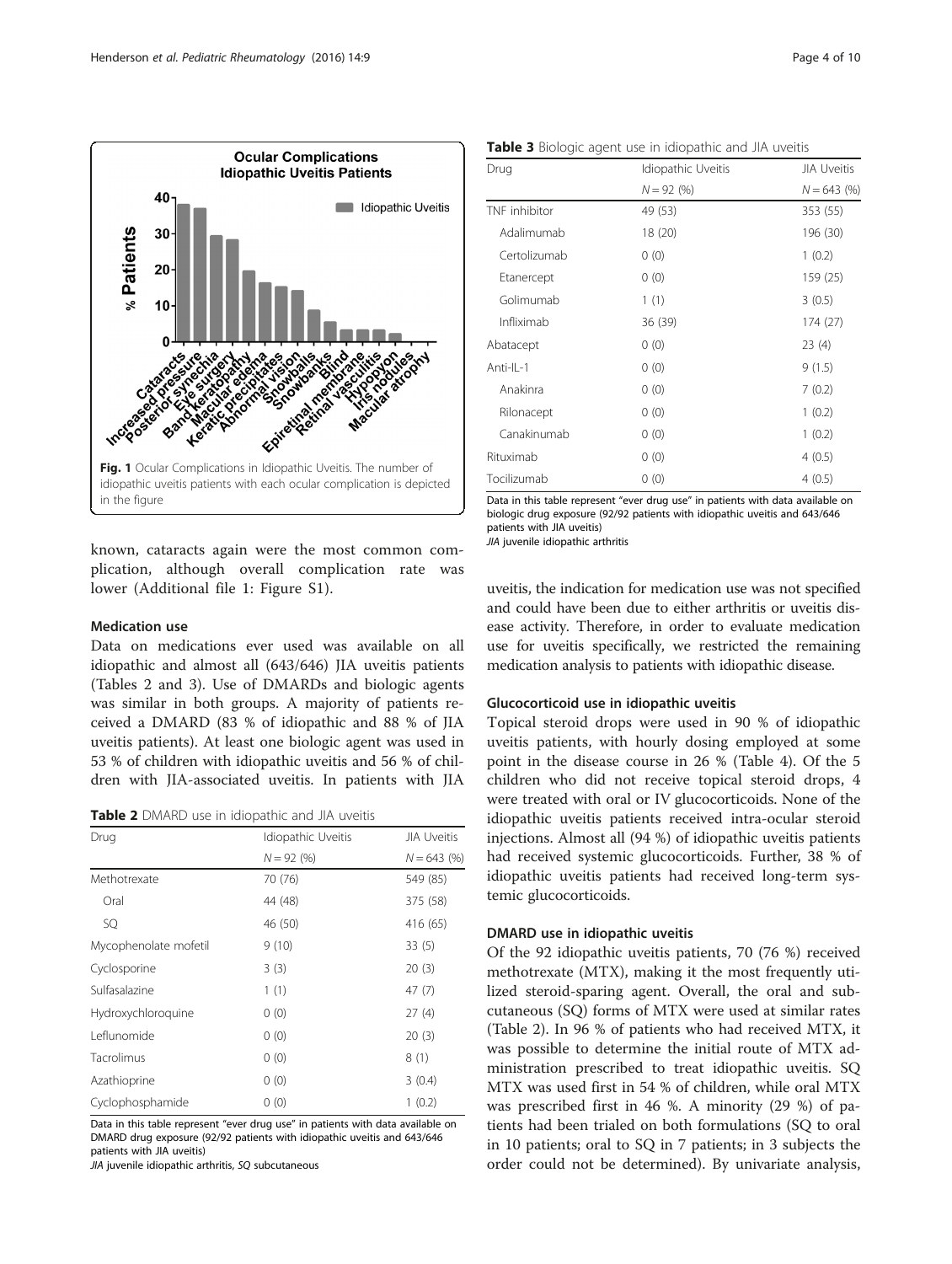Fig. 1 Ocular Complications in Idiopathic Uveitis. The number of idiopathic uveitis patients with each ocular complication is depicted in the figure

known, cataracts again were the most common complication, although overall complication rate was lower (Additional file 1: Figure S1).

### Medication use

Data on medications ever used was available on all idiopathic and almost all (643/646) JIA uveitis patients (Tables 2 and 3). Use of DMARDs and biologic agents was similar in both groups. A majority of patients received a DMARD (83 % of idiopathic and 88 % of JIA uveitis patients). At least one biologic agent was used in 53 % of children with idiopathic uveitis and 56 % of children with JIA-associated uveitis. In patients with JIA uveitis, the indication for medication use was not specified and could have been due to either arthritis or uveitis disease activity. Therefore, in order to evaluate medication use for uveitis specifically, we restricted the remaining medication analysis to patients with idiopathic disease.

**Table 2** DMARD use in idiopathic and JIA uveitis

| Drug | Idiopathic Uveitis | JIA Uveitis |
|---|---|---|
| | $N = 92$ (%) | $N = 643$ (%) |
| Methotrexate | 70 (76) | 549 (85) |
| Oral | 44 (48) | 375 (58) |
| SQ | 46 (50) | 416 (65) |
| Mycophenolate mofetil | 9 (10) | 33 (5) |
| Cyclosporine | 3 (3) | 20 (3) |
| Sulfasalazine | 1 (1) | 47 (7) |
| Hydroxychloroquine | 0 (0) | 27 (4) |
| Leflunomide | 0 (0) | 20 (3) |
| Tacrolimus | 0 (0) | 8 (1) |
| Azathioprine | 0 (0) | 3 (0.4) |
| Cyclophosphamide | 0 (0) | 1 (0.2) |

Data in this table represent "ever drug use" in patients with data available on DMARD drug exposure (92/92 patients with idiopathic uveitis and 643/646 patients with JIA uveitis)
*JIA* juvenile idiopathic arthritis, *SQ* subcutaneous

**Table 3** Biologic agent use in idiopathic and JIA uveitis

| Drug | Idiopathic Uveitis | JIA Uveitis |
|---|---|---|
| | $N = 92$ (%) | $N = 643$ (%) |
| TNF inhibitor | 49 (53) | 353 (55) |
| Adalimumab | 18 (20) | 196 (30) |
| Certolizumab | 0 (0) | 1 (0.2) |
| Etanercept | 0 (0) | 159 (25) |
| Golimumab | 1 (1) | 3 (0.5) |
| Infliximab | 36 (39) | 174 (27) |
| Abatacept | 0 (0) | 23 (4) |
| Anti-IL-1 | 0 (0) | 9 (1.5) |
| Anakinra | 0 (0) | 7 (0.2) |
| Rilonacept | 0 (0) | 1 (0.2) |
| Canakinumab | 0 (0) | 1 (0.2) |
| Rituximab | 0 (0) | 4 (0.5) |
| Tocilizumab | 0 (0) | 4 (0.5) |

Data in this table represent "ever drug use" in patients with data available on biologic drug exposure (92/92 patients with idiopathic uveitis and 643/646 patients with JIA uveitis)
*JIA* juvenile idiopathic arthritis

### Glucocorticoid use in idiopathic uveitis

Topical steroid drops were used in 90 % of idiopathic uveitis patients, with hourly dosing employed at some point in the disease course in 26 % (Table 4). Of the 5 children who did not receive topical steroid drops, 4 were treated with oral or IV glucocorticoids. None of the idiopathic uveitis patients received intra-ocular steroid injections. Almost all (94 %) of idiopathic uveitis patients had received systemic glucocorticoids. Further, 38 % of idiopathic uveitis patients had received long-term systemic glucocorticoids.

### DMARD use in idiopathic uveitis

Of the 92 idiopathic uveitis patients, 70 (76 %) received methotrexate (MTX), making it the most frequently utilized steroid-sparing agent. Overall, the oral and subcutaneous (SQ) forms of MTX were used at similar rates (Table 2). In 96 % of patients who had received MTX, it was possible to determine the initial route of MTX administration prescribed to treat idiopathic uveitis. SQ MTX was used first in 54 % of children, while oral MTX was prescribed first in 46 %. A minority (29 %) of patients had been trialed on both formulations (SQ to oral in 10 patients; oral to SQ in 7 patients; in 3 subjects the order could not be determined). By univariate analysis,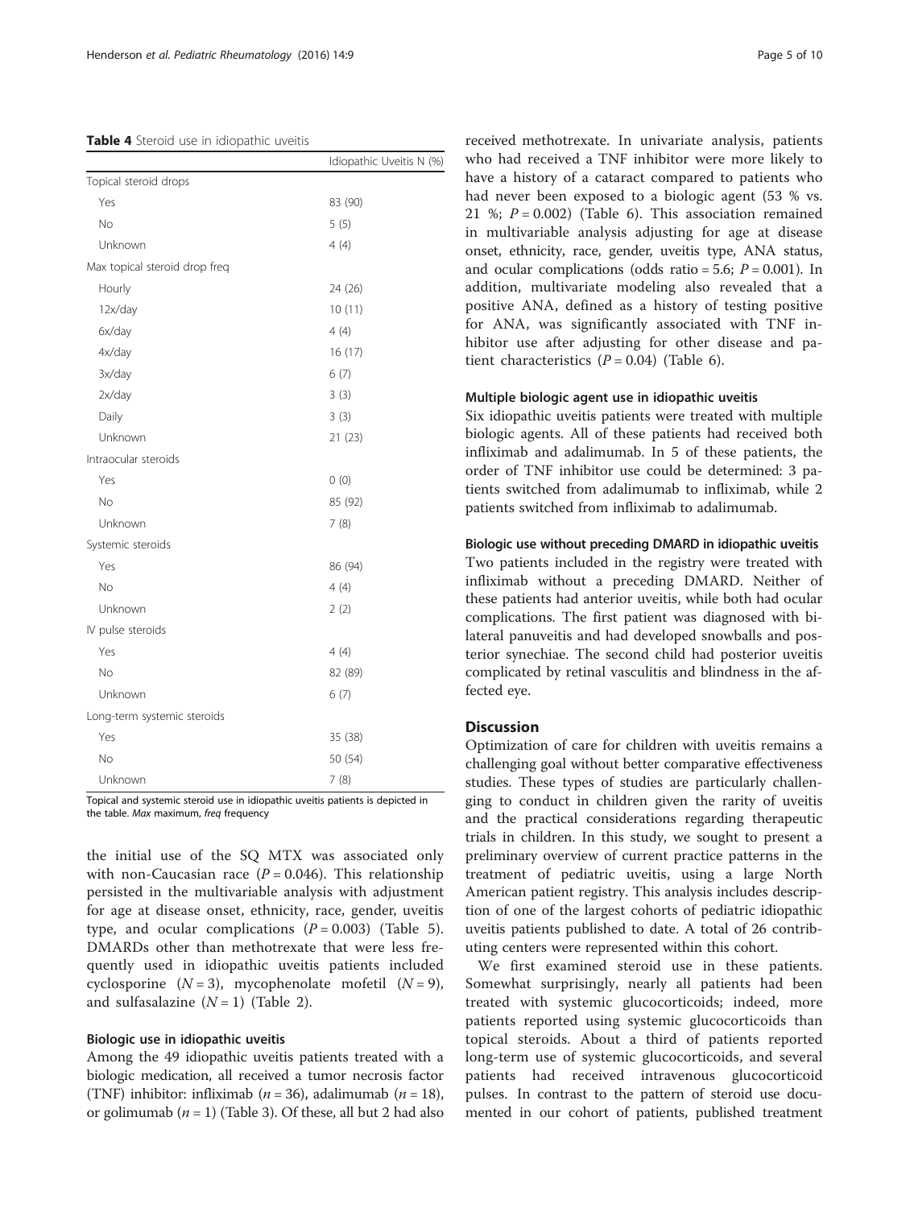**Table 4** Steroid use in idiopathic uveitis

| | Idiopathic Uveitis N (%) |
|---|---|
| Topical steroid drops | |
| Yes | 83 (90) |
| No | 5 (5) |
| Unknown | 4 (4) |
| Max topical steroid drop freq | |
| Hourly | 24 (26) |
| 12x/day | 10 (11) |
| 6x/day | 4 (4) |
| 4x/day | 16 (17) |
| 3x/day | 6 (7) |
| 2x/day | 3 (3) |
| Daily | 3 (3) |
| Unknown | 21 (23) |
| Intraocular steroids | |
| Yes | 0 (0) |
| No | 85 (92) |
| Unknown | 7 (8) |
| Systemic steroids | |
| Yes | 86 (94) |
| No | 4 (4) |
| Unknown | 2 (2) |
| IV pulse steroids | |
| Yes | 4 (4) |
| No | 82 (89) |
| Unknown | 6 (7) |
| Long-term systemic steroids | |
| Yes | 35 (38) |
| No | 50 (54) |
| Unknown | 7 (8) |

Topical and systemic steroid use in idiopathic uveitis patients is depicted in the table. *Max* maximum, *freq* frequency

the initial use of the SQ MTX was associated only with non-Caucasian race ($P = 0.046$). This relationship persisted in the multivariable analysis with adjustment for age at disease onset, ethnicity, race, gender, uveitis type, and ocular complications ($P = 0.003$) (Table 5). DMARDs other than methotrexate that were less frequently used in idiopathic uveitis patients included cyclosporine ($N = 3$), mycophenolate mofetil ($N = 9$), and sulfasalazine ($N = 1$) (Table 2).

#### Biologic use in idiopathic uveitis

Among the 49 idiopathic uveitis patients treated with a biologic medication, all received a tumor necrosis factor (TNF) inhibitor: infliximab ($n = 36$), adalimumab ($n = 18$), or golimumab ($n = 1$) (Table 3). Of these, all but 2 had also received methotrexate. In univariate analysis, patients who had received a TNF inhibitor were more likely to have a history of a cataract compared to patients who had never been exposed to a biologic agent (53 % vs. 21 %; $P = 0.002$) (Table 6). This association remained in multivariable analysis adjusting for age at disease onset, ethnicity, race, gender, uveitis type, ANA status, and ocular complications (odds ratio = 5.6; $P = 0.001$). In addition, multivariate modeling also revealed that a positive ANA, defined as a history of testing positive for ANA, was significantly associated with TNF inhibitor use after adjusting for other disease and patient characteristics ($P = 0.04$) (Table 6).

#### Multiple biologic agent use in idiopathic uveitis

Six idiopathic uveitis patients were treated with multiple biologic agents. All of these patients had received both infliximab and adalimumab. In 5 of these patients, the order of TNF inhibitor use could be determined: 3 patients switched from adalimumab to infliximab, while 2 patients switched from infliximab to adalimumab.

#### Biologic use without preceding DMARD in idiopathic uveitis

Two patients included in the registry were treated with infliximab without a preceding DMARD. Neither of these patients had anterior uveitis, while both had ocular complications. The first patient was diagnosed with bilateral panuveitis and had developed snowballs and posterior synechiae. The second child had posterior uveitis complicated by retinal vasculitis and blindness in the affected eye.

## Discussion

Optimization of care for children with uveitis remains a challenging goal without better comparative effectiveness studies. These types of studies are particularly challenging to conduct in children given the rarity of uveitis and the practical considerations regarding therapeutic trials in children. In this study, we sought to present a preliminary overview of current practice patterns in the treatment of pediatric uveitis, using a large North American patient registry. This analysis includes description of one of the largest cohorts of pediatric idiopathic uveitis patients published to date. A total of 26 contributing centers were represented within this cohort.

We first examined steroid use in these patients. Somewhat surprisingly, nearly all patients had been treated with systemic glucocorticoids; indeed, more patients reported using systemic glucocorticoids than topical steroids. About a third of patients reported long-term use of systemic glucocorticoids, and several patients had received intravenous glucocorticoid pulses. In contrast to the pattern of steroid use documented in our cohort of patients, published treatment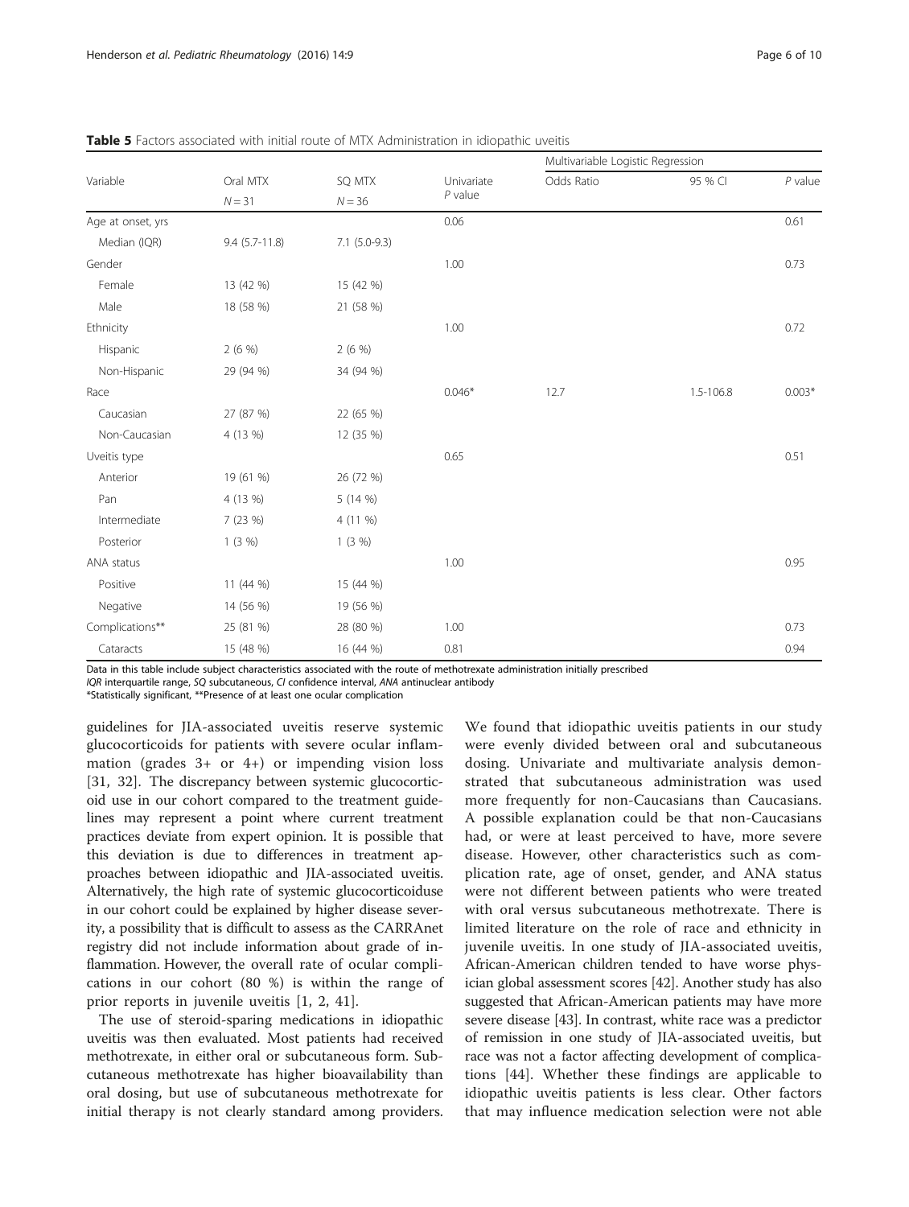**Table 5** Factors associated with initial route of MTX Administration in idiopathic uveitis

| Variable | Oral MTX $N = 31$ | SQ MTX $N = 36$ | Univariate *P* value | Multivariable Logistic Regression Odds Ratio | 95 % CI | *P* value |
|---|---|---|---|---|---|---|
| Age at onset, yrs | | | 0.06 | | | 0.61 |
| Median (IQR) | 9.4 (5.7-11.8) | 7.1 (5.0-9.3) | | | | |
| Gender | | | 1.00 | | | 0.73 |
| Female | 13 (42 %) | 15 (42 %) | | | | |
| Male | 18 (58 %) | 21 (58 %) | | | | |
| Ethnicity | | | 1.00 | | | 0.72 |
| Hispanic | 2 (6 %) | 2 (6 %) | | | | |
| Non-Hispanic | 29 (94 %) | 34 (94 %) | | | | |
| Race | | | 0.046* | 12.7 | 1.5-106.8 | 0.003* |
| Caucasian | 27 (87 %) | 22 (65 %) | | | | |
| Non-Caucasian | 4 (13 %) | 12 (35 %) | | | | |
| Uveitis type | | | 0.65 | | | 0.51 |
| Anterior | 19 (61 %) | 26 (72 %) | | | | |
| Pan | 4 (13 %) | 5 (14 %) | | | | |
| Intermediate | 7 (23 %) | 4 (11 %) | | | | |
| Posterior | 1 (3 %) | 1 (3 %) | | | | |
| ANA status | | | 1.00 | | | 0.95 |
| Positive | 11 (44 %) | 15 (44 %) | | | | |
| Negative | 14 (56 %) | 19 (56 %) | | | | |
| Complications** | 25 (81 %) | 28 (80 %) | 1.00 | | | 0.73 |
| Cataracts | 15 (48 %) | 16 (44 %) | 0.81 | | | 0.94 |

Data in this table include subject characteristics associated with the route of methotrexate administration initially prescribed
*IQR* interquartile range, *SQ* subcutaneous, *CI* confidence interval, *ANA* antinuclear antibody
*Statistically significant, **Presence of at least one ocular complication

guidelines for JIA-associated uveitis reserve systemic glucocorticoids for patients with severe ocular inflammation (grades 3+ or 4+) or impending vision loss [31, 32]. The discrepancy between systemic glucocorticoid use in our cohort compared to the treatment guidelines may represent a point where current treatment practices deviate from expert opinion. It is possible that this deviation is due to differences in treatment approaches between idiopathic and JIA-associated uveitis. Alternatively, the high rate of systemic glucocorticoiduse in our cohort could be explained by higher disease severity, a possibility that is difficult to assess as the CARRAnet registry did not include information about grade of inflammation. However, the overall rate of ocular complications in our cohort (80 %) is within the range of prior reports in juvenile uveitis [1, 2, 41].

The use of steroid-sparing medications in idiopathic uveitis was then evaluated. Most patients had received methotrexate, in either oral or subcutaneous form. Subcutaneous methotrexate has higher bioavailability than oral dosing, but use of subcutaneous methotrexate for initial therapy is not clearly standard among providers. We found that idiopathic uveitis patients in our study were evenly divided between oral and subcutaneous dosing. Univariate and multivariate analysis demonstrated that subcutaneous administration was used more frequently for non-Caucasians than Caucasians. A possible explanation could be that non-Caucasians had, or were at least perceived to have, more severe disease. However, other characteristics such as complication rate, age of onset, gender, and ANA status were not different between patients who were treated with oral versus subcutaneous methotrexate. There is limited literature on the role of race and ethnicity in juvenile uveitis. In one study of JIA-associated uveitis, African-American children tended to have worse physician global assessment scores [42]. Another study has also suggested that African-American patients may have more severe disease [43]. In contrast, white race was a predictor of remission in one study of JIA-associated uveitis, but race was not a factor affecting development of complications [44]. Whether these findings are applicable to idiopathic uveitis patients is less clear. Other factors that may influence medication selection were not able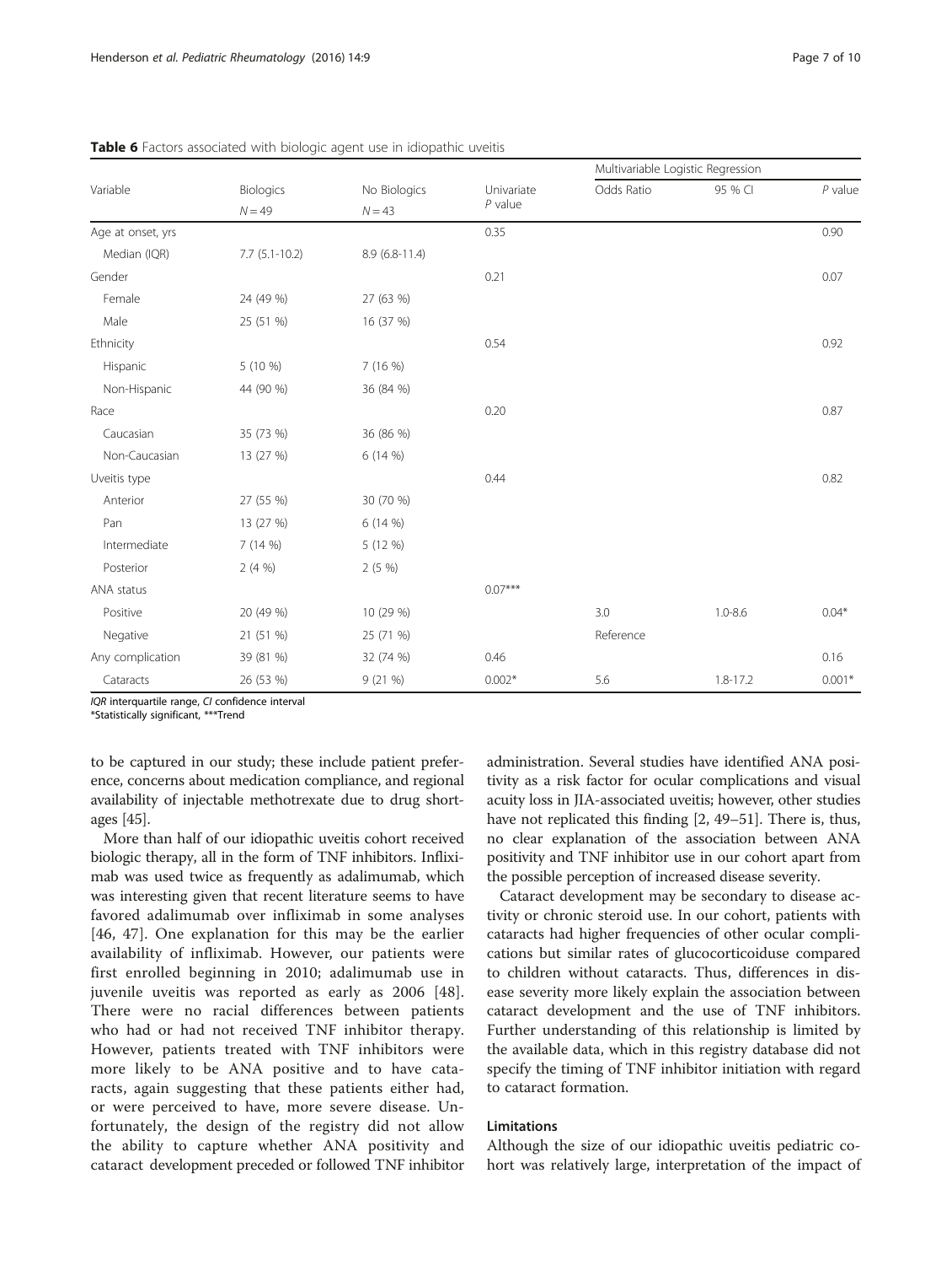**Table 6** Factors associated with biologic agent use in idiopathic uveitis

| Variable | Biologics | No Biologics | Univariate | Multivariable Logistic Regression | | |
|---|---|---|---|---|---|---|
| | $N = 49$ | $N = 43$ | *P* value | Odds Ratio | 95 % CI | *P* value |
| Age at onset, yrs | | | 0.35 | | | 0.90 |
| Median (IQR) | 7.7 (5.1-10.2) | 8.9 (6.8-11.4) | | | | |
| Gender | | | 0.21 | | | 0.07 |
| Female | 24 (49 %) | 27 (63 %) | | | | |
| Male | 25 (51 %) | 16 (37 %) | | | | |
| Ethnicity | | | 0.54 | | | 0.92 |
| Hispanic | 5 (10 %) | 7 (16 %) | | | | |
| Non-Hispanic | 44 (90 %) | 36 (84 %) | | | | |
| Race | | | 0.20 | | | 0.87 |
| Caucasian | 35 (73 %) | 36 (86 %) | | | | |
| Non-Caucasian | 13 (27 %) | 6 (14 %) | | | | |
| Uveitis type | | | 0.44 | | | 0.82 |
| Anterior | 27 (55 %) | 30 (70 %) | | | | |
| Pan | 13 (27 %) | 6 (14 %) | | | | |
| Intermediate | 7 (14 %) | 5 (12 %) | | | | |
| Posterior | 2 (4 %) | 2 (5 %) | | | | |
| ANA status | | | 0.07*** | | | |
| Positive | 20 (49 %) | 10 (29 %) | | 3.0 | 1.0-8.6 | 0.04* |
| Negative | 21 (51 %) | 25 (71 %) | | Reference | | |
| Any complication | 39 (81 %) | 32 (74 %) | 0.46 | | | 0.16 |
| Cataracts | 26 (53 %) | 9 (21 %) | 0.002* | 5.6 | 1.8-17.2 | 0.001* |

*IQR* interquartile range, *CI* confidence interval
*Statistically significant, ***Trend

to be captured in our study; these include patient preference, concerns about medication compliance, and regional availability of injectable methotrexate due to drug shortages [45].

More than half of our idiopathic uveitis cohort received biologic therapy, all in the form of TNF inhibitors. Infliximab was used twice as frequently as adalimumab, which was interesting given that recent literature seems to have favored adalimumab over infliximab in some analyses [46, 47]. One explanation for this may be the earlier availability of infliximab. However, our patients were first enrolled beginning in 2010; adalimumab use in juvenile uveitis was reported as early as 2006 [48]. There were no racial differences between patients who had or had not received TNF inhibitor therapy. However, patients treated with TNF inhibitors were more likely to be ANA positive and to have cataracts, again suggesting that these patients either had, or were perceived to have, more severe disease. Unfortunately, the design of the registry did not allow the ability to capture whether ANA positivity and cataract development preceded or followed TNF inhibitor administration. Several studies have identified ANA positivity as a risk factor for ocular complications and visual acuity loss in JIA-associated uveitis; however, other studies have not replicated this finding [2, 49–51]. There is, thus, no clear explanation of the association between ANA positivity and TNF inhibitor use in our cohort apart from the possible perception of increased disease severity.

Cataract development may be secondary to disease activity or chronic steroid use. In our cohort, patients with cataracts had higher frequencies of other ocular complications but similar rates of glucocorticoiduse compared to children without cataracts. Thus, differences in disease severity more likely explain the association between cataract development and the use of TNF inhibitors. Further understanding of this relationship is limited by the available data, which in this registry database did not specify the timing of TNF inhibitor initiation with regard to cataract formation.

## Limitations

Although the size of our idiopathic uveitis pediatric cohort was relatively large, interpretation of the impact of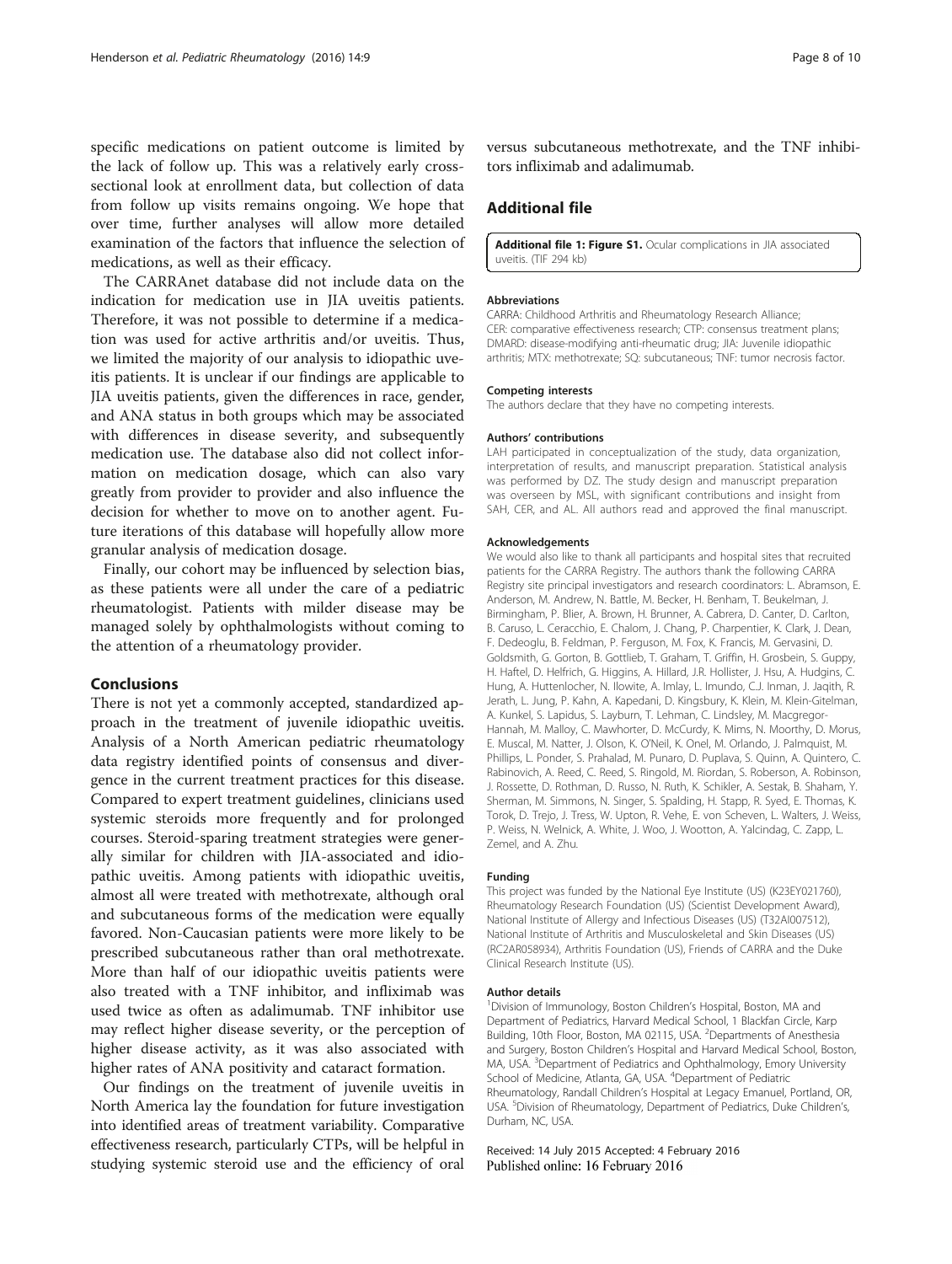specific medications on patient outcome is limited by the lack of follow up. This was a relatively early cross-sectional look at enrollment data, but collection of data from follow up visits remains ongoing. We hope that over time, further analyses will allow more detailed examination of the factors that influence the selection of medications, as well as their efficacy.

The CARRAnet database did not include data on the indication for medication use in JIA uveitis patients. Therefore, it was not possible to determine if a medication was used for active arthritis and/or uveitis. Thus, we limited the majority of our analysis to idiopathic uveitis patients. It is unclear if our findings are applicable to JIA uveitis patients, given the differences in race, gender, and ANA status in both groups which may be associated with differences in disease severity, and subsequently medication use. The database also did not collect information on medication dosage, which can also vary greatly from provider to provider and also influence the decision for whether to move on to another agent. Future iterations of this database will hopefully allow more granular analysis of medication dosage.

Finally, our cohort may be influenced by selection bias, as these patients were all under the care of a pediatric rheumatologist. Patients with milder disease may be managed solely by ophthalmologists without coming to the attention of a rheumatology provider.

## Conclusions

There is not yet a commonly accepted, standardized approach in the treatment of juvenile idiopathic uveitis. Analysis of a North American pediatric rheumatology data registry identified points of consensus and divergence in the current treatment practices for this disease. Compared to expert treatment guidelines, clinicians used systemic steroids more frequently and for prolonged courses. Steroid-sparing treatment strategies were generally similar for children with JIA-associated and idiopathic uveitis. Among patients with idiopathic uveitis, almost all were treated with methotrexate, although oral and subcutaneous forms of the medication were equally favored. Non-Caucasian patients were more likely to be prescribed subcutaneous rather than oral methotrexate. More than half of our idiopathic uveitis patients were also treated with a TNF inhibitor, and infliximab was used twice as often as adalimumab. TNF inhibitor use may reflect higher disease severity, or the perception of higher disease activity, as it was also associated with higher rates of ANA positivity and cataract formation.

Our findings on the treatment of juvenile uveitis in North America lay the foundation for future investigation into identified areas of treatment variability. Comparative effectiveness research, particularly CTPs, will be helpful in studying systemic steroid use and the efficiency of oral versus subcutaneous methotrexate, and the TNF inhibitors infliximab and adalimumab.

## Additional file

**Additional file 1: Figure S1.** Ocular complications in JIA associated uveitis. (TIF 294 kb)

#### Abbreviations

CARRA: Childhood Arthritis and Rheumatology Research Alliance; CER: comparative effectiveness research; CTP: consensus treatment plans; DMARD: disease-modifying anti-rheumatic drug; JIA: Juvenile idiopathic arthritis; MTX: methotrexate; SQ: subcutaneous; TNF: tumor necrosis factor.

#### Competing interests

The authors declare that they have no competing interests.

#### Authors' contributions

LAH participated in conceptualization of the study, data organization, interpretation of results, and manuscript preparation. Statistical analysis was performed by DZ. The study design and manuscript preparation was overseen by MSL, with significant contributions and insight from SAH, CER, and AL. All authors read and approved the final manuscript.

#### Acknowledgements

We would also like to thank all participants and hospital sites that recruited patients for the CARRA Registry. The authors thank the following CARRA Registry site principal investigators and research coordinators: L. Abramson, E. Anderson, M. Andrew, N. Battle, M. Becker, H. Benham, T. Beukelman, J. Birmingham, P. Blier, A. Brown, H. Brunner, A. Cabrera, D. Canter, D. Carlton, B. Caruso, L. Ceracchio, E. Chalom, J. Chang, P. Charpentier, K. Clark, J. Dean, F. Dedeoglu, B. Feldman, P. Ferguson, M. Fox, K. Francis, M. Gervasini, D. Goldsmith, G. Gorton, B. Gottlieb, T. Graham, T. Griffin, H. Grosbein, S. Guppy, H. Haftel, D. Helfrich, G. Higgins, A. Hillard, J.R. Hollister, J. Hsu, A. Hudgins, C. Hung, A. Huttenlocher, N. Ilowite, A. Imlay, L. Imundo, C.J. Inman, J. Jaqith, R. Jerath, L. Jung, P. Kahn, A. Kapedani, D. Kingsbury, K. Klein, M. Klein-Gitelman, A. Kunkel, S. Lapidus, S. Layburn, T. Lehman, C. Lindsley, M. Macgregor-Hannah, M. Malloy, C. Mawhorter, D. McCurdy, K. Mims, N. Moorthy, D. Morus, E. Muscal, M. Natter, J. Olson, K. O'Neil, K. Onel, M. Orlando, J. Palmquist, M. Phillips, L. Ponder, S. Prahalad, M. Punaro, D. Puplava, S. Quinn, A. Quintero, C. Rabinovich, A. Reed, C. Reed, S. Ringold, M. Riordan, S. Roberson, A. Robinson, J. Rossette, D. Rothman, D. Russo, N. Ruth, K. Schikler, A. Sestak, B. Shaham, Y. Sherman, M. Simmons, N. Singer, S. Spalding, H. Stapp, R. Syed, E. Thomas, K. Torok, D. Trejo, J. Tress, W. Upton, R. Vehe, E. von Scheven, L. Walters, J. Weiss, P. Weiss, N. Welnick, A. White, J. Woo, J. Wootton, A. Yalcindag, C. Zapp, L. Zemel, and A. Zhu.

#### Funding

This project was funded by the National Eye Institute (US) (K23EY021760), Rheumatology Research Foundation (US) (Scientist Development Award), National Institute of Allergy and Infectious Diseases (US) (T32AI007512), National Institute of Arthritis and Musculoskeletal and Skin Diseases (US) (RC2AR058934), Arthritis Foundation (US), Friends of CARRA and the Duke Clinical Research Institute (US).

#### Author details

[1]Division of Immunology, Boston Children's Hospital, Boston, MA and Department of Pediatrics, Harvard Medical School, 1 Blackfan Circle, Karp Building, 10th Floor, Boston, MA 02115, USA. [2]Departments of Anesthesia and Surgery, Boston Children's Hospital and Harvard Medical School, Boston, MA, USA. [3]Department of Pediatrics and Ophthalmology, Emory University School of Medicine, Atlanta, GA, USA. [4]Department of Pediatric Rheumatology, Randall Children's Hospital at Legacy Emanuel, Portland, OR, USA. [5]Division of Rheumatology, Department of Pediatrics, Duke Children's, Durham, NC, USA.

Received: 14 July 2015 Accepted: 4 February 2016
Published online: 16 February 2016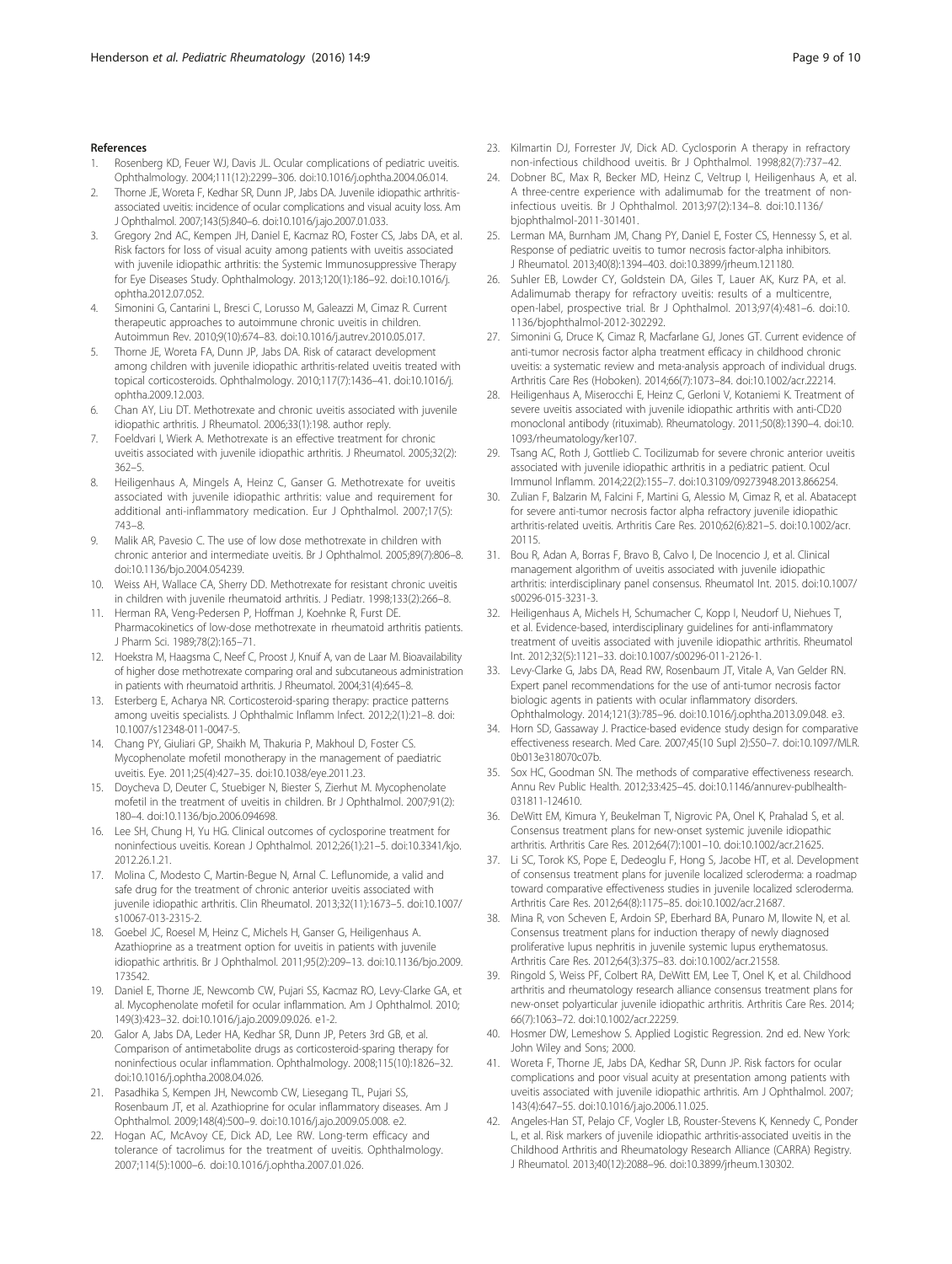## References

1. Rosenberg KD, Feuer WJ, Davis JL. Ocular complications of pediatric uveitis. Ophthalmology. 2004;111(12):2299–306. doi:10.1016/j.ophtha.2004.06.014.
2. Thorne JE, Woreta F, Kedhar SR, Dunn JP, Jabs DA. Juvenile idiopathic arthritis-associated uveitis: incidence of ocular complications and visual acuity loss. Am J Ophthalmol. 2007;143(5):840–6. doi:10.1016/j.ajo.2007.01.033.
3. Gregory 2nd AC, Kempen JH, Daniel E, Kacmaz RO, Foster CS, Jabs DA, et al. Risk factors for loss of visual acuity among patients with uveitis associated with juvenile idiopathic arthritis: the Systemic Immunosuppressive Therapy for Eye Diseases Study. Ophthalmology. 2013;120(1):186–92. doi:10.1016/j.ophtha.2012.07.052.
4. Simonini G, Cantarini L, Bresci C, Lorusso M, Galeazzi M, Cimaz R. Current therapeutic approaches to autoimmune chronic uveitis in children. Autoimmun Rev. 2010;9(10):674–83. doi:10.1016/j.autrev.2010.05.017.
5. Thorne JE, Woreta FA, Dunn JP, Jabs DA. Risk of cataract development among children with juvenile idiopathic arthritis-related uveitis treated with topical corticosteroids. Ophthalmology. 2010;117(7):1436–41. doi:10.1016/j.ophtha.2009.12.003.
6. Chan AY, Liu DT. Methotrexate and chronic uveitis associated with juvenile idiopathic arthritis. J Rheumatol. 2006;33(1):198. author reply.
7. Foeldvari I, Wierk A. Methotrexate is an effective treatment for chronic uveitis associated with juvenile idiopathic arthritis. J Rheumatol. 2005;32(2):362–5.
8. Heiligenhaus A, Mingels A, Heinz C, Ganser G. Methotrexate for uveitis associated with juvenile idiopathic arthritis: value and requirement for additional anti-inflammatory medication. Eur J Ophthalmol. 2007;17(5):743–8.
9. Malik AR, Pavesio C. The use of low dose methotrexate in children with chronic anterior and intermediate uveitis. Br J Ophthalmol. 2005;89(7):806–8. doi:10.1136/bjo.2004.054239.
10. Weiss AH, Wallace CA, Sherry DD. Methotrexate for resistant chronic uveitis in children with juvenile rheumatoid arthritis. J Pediatr. 1998;133(2):266–8.
11. Herman RA, Veng-Pedersen P, Hoffman J, Koehnke R, Furst DE. Pharmacokinetics of low-dose methotrexate in rheumatoid arthritis patients. J Pharm Sci. 1989;78(2):165–71.
12. Hoekstra M, Haagsma C, Neef C, Proost J, Knuif A, van de Laar M. Bioavailability of higher dose methotrexate comparing oral and subcutaneous administration in patients with rheumatoid arthritis. J Rheumatol. 2004;31(4):645–8.
13. Esterberg E, Acharya NR. Corticosteroid-sparing therapy: practice patterns among uveitis specialists. J Ophthalmic Inflamm Infect. 2012;2(1):21–8. doi:10.1007/s12348-011-0047-5.
14. Chang PY, Giuliari GP, Shaikh M, Thakuria P, Makhoul D, Foster CS. Mycophenolate mofetil monotherapy in the management of paediatric uveitis. Eye. 2011;25(4):427–35. doi:10.1038/eye.2011.23.
15. Doycheva D, Deuter C, Stuebiger N, Biester S, Zierhut M. Mycophenolate mofetil in the treatment of uveitis in children. Br J Ophthalmol. 2007;91(2):180–4. doi:10.1136/bjo.2006.094698.
16. Lee SH, Chung H, Yu HG. Clinical outcomes of cyclosporine treatment for noninfectious uveitis. Korean J Ophthalmol. 2012;26(1):21–5. doi:10.3341/kjo.2012.26.1.21.
17. Molina C, Modesto C, Martin-Begue N, Arnal C. Leflunomide, a valid and safe drug for the treatment of chronic anterior uveitis associated with juvenile idiopathic arthritis. Clin Rheumatol. 2013;32(11):1673–5. doi:10.1007/s10067-013-2315-2.
18. Goebel JC, Roesel M, Heinz C, Michels H, Ganser G, Heiligenhaus A. Azathioprine as a treatment option for uveitis in patients with juvenile idiopathic arthritis. Br J Ophthalmol. 2011;95(2):209–13. doi:10.1136/bjo.2009.173542.
19. Daniel E, Thorne JE, Newcomb CW, Pujari SS, Kacmaz RO, Levy-Clarke GA, et al. Mycophenolate mofetil for ocular inflammation. Am J Ophthalmol. 2010;149(3):423–32. doi:10.1016/j.ajo.2009.09.026. e1-2.
20. Galor A, Jabs DA, Leder HA, Kedhar SR, Dunn JP, Peters 3rd GB, et al. Comparison of antimetabolite drugs as corticosteroid-sparing therapy for noninfectious ocular inflammation. Ophthalmology. 2008;115(10):1826–32. doi:10.1016/j.ophtha.2008.04.026.
21. Pasadhika S, Kempen JH, Newcomb CW, Liesegang TL, Pujari SS, Rosenbaum JT, et al. Azathioprine for ocular inflammatory diseases. Am J Ophthalmol. 2009;148(4):500–9. doi:10.1016/j.ajo.2009.05.008. e2.
22. Hogan AC, McAvoy CE, Dick AD, Lee RW. Long-term efficacy and tolerance of tacrolimus for the treatment of uveitis. Ophthalmology. 2007;114(5):1000–6. doi:10.1016/j.ophtha.2007.01.026.
23. Kilmartin DJ, Forrester JV, Dick AD. Cyclosporin A therapy in refractory non-infectious childhood uveitis. Br J Ophthalmol. 1998;82(7):737–42.
24. Dobner BC, Max R, Becker MD, Heinz C, Veltrup I, Heiligenhaus A, et al. A three-centre experience with adalimumab for the treatment of non-infectious uveitis. Br J Ophthalmol. 2013;97(2):134–8. doi:10.1136/bjophthalmol-2011-301401.
25. Lerman MA, Burnham JM, Chang PY, Daniel E, Foster CS, Hennessy S, et al. Response of pediatric uveitis to tumor necrosis factor-alpha inhibitors. J Rheumatol. 2013;40(8):1394–403. doi:10.3899/jrheum.121180.
26. Suhler EB, Lowder CY, Goldstein DA, Giles T, Lauer AK, Kurz PA, et al. Adalimumab therapy for refractory uveitis: results of a multicentre, open-label, prospective trial. Br J Ophthalmol. 2013;97(4):481–6. doi:10.1136/bjophthalmol-2012-302292.
27. Simonini G, Druce K, Cimaz R, Macfarlane GJ, Jones GT. Current evidence of anti-tumor necrosis factor alpha treatment efficacy in childhood chronic uveitis: a systematic review and meta-analysis approach of individual drugs. Arthritis Care Res (Hoboken). 2014;66(7):1073–84. doi:10.1002/acr.22214.
28. Heiligenhaus A, Miserocchi E, Heinz C, Gerloni V, Kotaniemi K. Treatment of severe uveitis associated with juvenile idiopathic arthritis with anti-CD20 monoclonal antibody (rituximab). Rheumatology. 2011;50(8):1390–4. doi:10.1093/rheumatology/ker107.
29. Tsang AC, Roth J, Gottlieb C. Tocilizumab for severe chronic anterior uveitis associated with juvenile idiopathic arthritis in a pediatric patient. Ocul Immunol Inflamm. 2014;22(2):155–7. doi:10.3109/09273948.2013.866254.
30. Zulian F, Balzarin M, Falcini F, Martini G, Alessio M, Cimaz R, et al. Abatacept for severe anti-tumor necrosis factor alpha refractory juvenile idiopathic arthritis-related uveitis. Arthritis Care Res. 2010;62(6):821–5. doi:10.1002/acr.20115.
31. Bou R, Adan A, Borras F, Bravo B, Calvo I, De Inocencio J, et al. Clinical management algorithm of uveitis associated with juvenile idiopathic arthritis: interdisciplinary panel consensus. Rheumatol Int. 2015. doi:10.1007/s00296-015-3231-3.
32. Heiligenhaus A, Michels H, Schumacher C, Kopp I, Neudorf U, Niehues T, et al. Evidence-based, interdisciplinary guidelines for anti-inflammatory treatment of uveitis associated with juvenile idiopathic arthritis. Rheumatol Int. 2012;32(5):1121–33. doi:10.1007/s00296-011-2126-1.
33. Levy-Clarke G, Jabs DA, Read RW, Rosenbaum JT, Vitale A, Van Gelder RN. Expert panel recommendations for the use of anti-tumor necrosis factor biologic agents in patients with ocular inflammatory disorders. Ophthalmology. 2014;121(3):785–96. doi:10.1016/j.ophtha.2013.09.048. e3.
34. Horn SD, Gassaway J. Practice-based evidence study design for comparative effectiveness research. Med Care. 2007;45(10 Supl 2):S50–7. doi:10.1097/MLR.0b013e318070c07b.
35. Sox HC, Goodman SN. The methods of comparative effectiveness research. Annu Rev Public Health. 2012;33:425–45. doi:10.1146/annurev-publhealth-031811-124610.
36. DeWitt EM, Kimura Y, Beukelman T, Nigrovic PA, Onel K, Prahalad S, et al. Consensus treatment plans for new-onset systemic juvenile idiopathic arthritis. Arthritis Care Res. 2012;64(7):1001–10. doi:10.1002/acr.21625.
37. Li SC, Torok KS, Pope E, Dedeoglu F, Hong S, Jacobe HT, et al. Development of consensus treatment plans for juvenile localized scleroderma: a roadmap toward comparative effectiveness studies in juvenile localized scleroderma. Arthritis Care Res. 2012;64(8):1175–85. doi:10.1002/acr.21687.
38. Mina R, von Scheven E, Ardoin SP, Eberhard BA, Punaro M, Ilowite N, et al. Consensus treatment plans for induction therapy of newly diagnosed proliferative lupus nephritis in juvenile systemic lupus erythematosus. Arthritis Care Res. 2012;64(3):375–83. doi:10.1002/acr.21558.
39. Ringold S, Weiss PF, Colbert RA, DeWitt EM, Lee T, Onel K, et al. Childhood arthritis and rheumatology research alliance consensus treatment plans for new-onset polyarticular juvenile idiopathic arthritis. Arthritis Care Res. 2014;66(7):1063–72. doi:10.1002/acr.22259.
40. Hosmer DW, Lemeshow S. Applied Logistic Regression. 2nd ed. New York: John Wiley and Sons; 2000.
41. Woreta F, Thorne JE, Jabs DA, Kedhar SR, Dunn JP. Risk factors for ocular complications and poor visual acuity at presentation among patients with uveitis associated with juvenile idiopathic arthritis. Am J Ophthalmol. 2007;143(4):647–55. doi:10.1016/j.ajo.2006.11.025.
42. Angeles-Han ST, Pelajo CF, Vogler LB, Rouster-Stevens K, Kennedy C, Ponder L, et al. Risk markers of juvenile idiopathic arthritis-associated uveitis in the Childhood Arthritis and Rheumatology Research Alliance (CARRA) Registry. J Rheumatol. 2013;40(12):2088–96. doi:10.3899/jrheum.130302.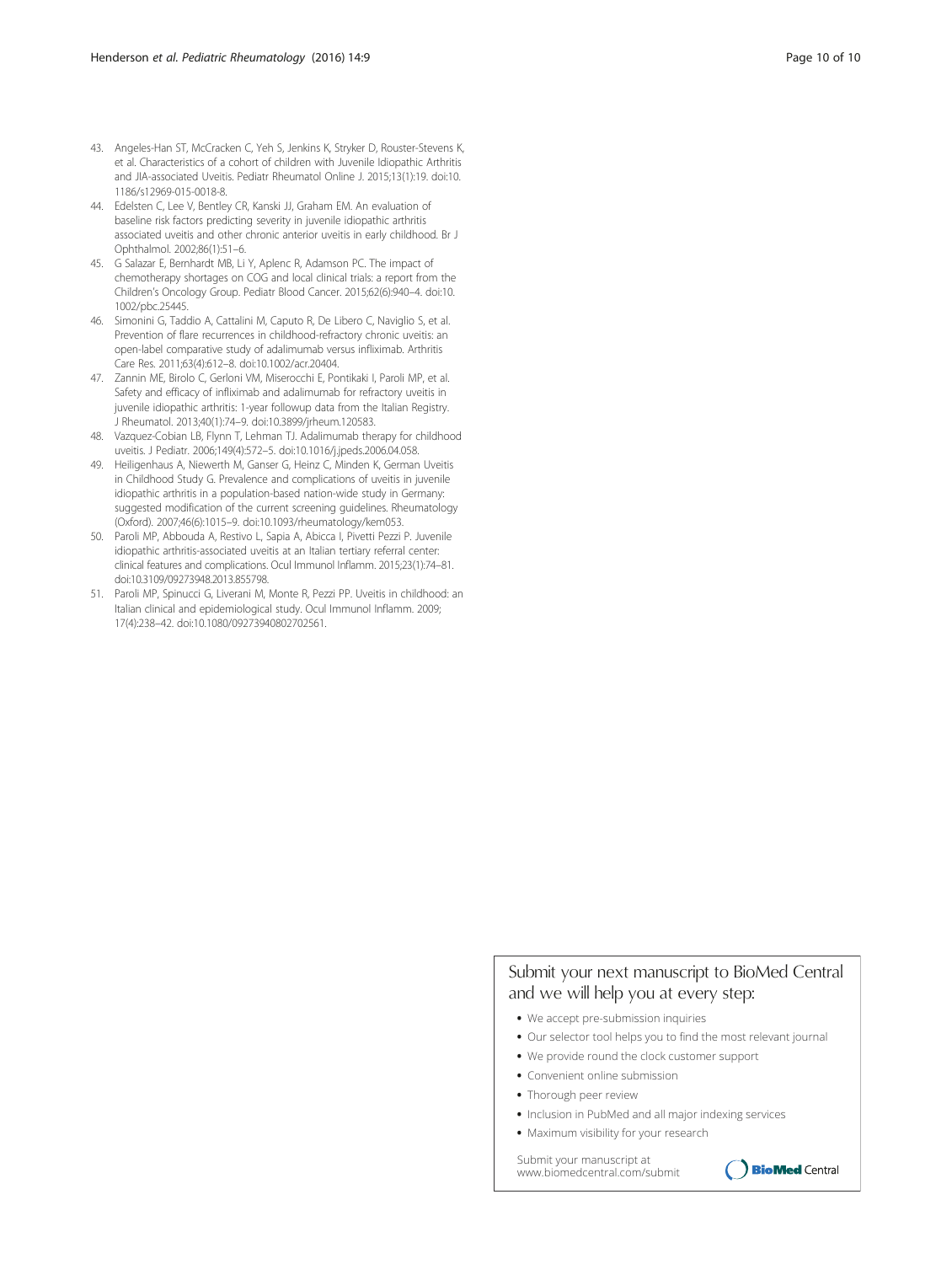43. Angeles-Han ST, McCracken C, Yeh S, Jenkins K, Stryker D, Rouster-Stevens K, et al. Characteristics of a cohort of children with Juvenile Idiopathic Arthritis and JIA-associated Uveitis. Pediatr Rheumatol Online J. 2015;13(1):19. doi:10.1186/s12969-015-0018-8.
44. Edelsten C, Lee V, Bentley CR, Kanski JJ, Graham EM. An evaluation of baseline risk factors predicting severity in juvenile idiopathic arthritis associated uveitis and other chronic anterior uveitis in early childhood. Br J Ophthalmol. 2002;86(1):51–6.
45. G Salazar E, Bernhardt MB, Li Y, Aplenc R, Adamson PC. The impact of chemotherapy shortages on COG and local clinical trials: a report from the Children's Oncology Group. Pediatr Blood Cancer. 2015;62(6):940–4. doi:10.1002/pbc.25445.
46. Simonini G, Taddio A, Cattalini M, Caputo R, De Libero C, Naviglio S, et al. Prevention of flare recurrences in childhood-refractory chronic uveitis: an open-label comparative study of adalimumab versus infliximab. Arthritis Care Res. 2011;63(4):612–8. doi:10.1002/acr.20404.
47. Zannin ME, Birolo C, Gerloni VM, Miserocchi E, Pontikaki I, Paroli MP, et al. Safety and efficacy of infliximab and adalimumab for refractory uveitis in juvenile idiopathic arthritis: 1-year followup data from the Italian Registry. J Rheumatol. 2013;40(1):74–9. doi:10.3899/jrheum.120583.
48. Vazquez-Cobian LB, Flynn T, Lehman TJ. Adalimumab therapy for childhood uveitis. J Pediatr. 2006;149(4):572–5. doi:10.1016/j.jpeds.2006.04.058.
49. Heiligenhaus A, Niewerth M, Ganser G, Heinz C, Minden K, German Uveitis in Childhood Study G. Prevalence and complications of uveitis in juvenile idiopathic arthritis in a population-based nation-wide study in Germany: suggested modification of the current screening guidelines. Rheumatology (Oxford). 2007;46(6):1015–9. doi:10.1093/rheumatology/kem053.
50. Paroli MP, Abbouda A, Restivo L, Sapia A, Abicca I, Pivetti Pezzi P. Juvenile idiopathic arthritis-associated uveitis at an Italian tertiary referral center: clinical features and complications. Ocul Immunol Inflamm. 2015;23(1):74–81. doi:10.3109/09273948.2013.855798.
51. Paroli MP, Spinucci G, Liverani M, Monte R, Pezzi PP. Uveitis in childhood: an Italian clinical and epidemiological study. Ocul Immunol Inflamm. 2009; 17(4):238–42. doi:10.1080/09273940802702561.

Submit your next manuscript to BioMed Central and we will help you at every step:

- We accept pre-submission inquiries
- Our selector tool helps you to find the most relevant journal
- We provide round the clock customer support
- Convenient online submission
- Thorough peer review
- Inclusion in PubMed and all major indexing services
- Maximum visibility for your research

Submit your manuscript at www.biomedcentral.com/submit

BioMed Central